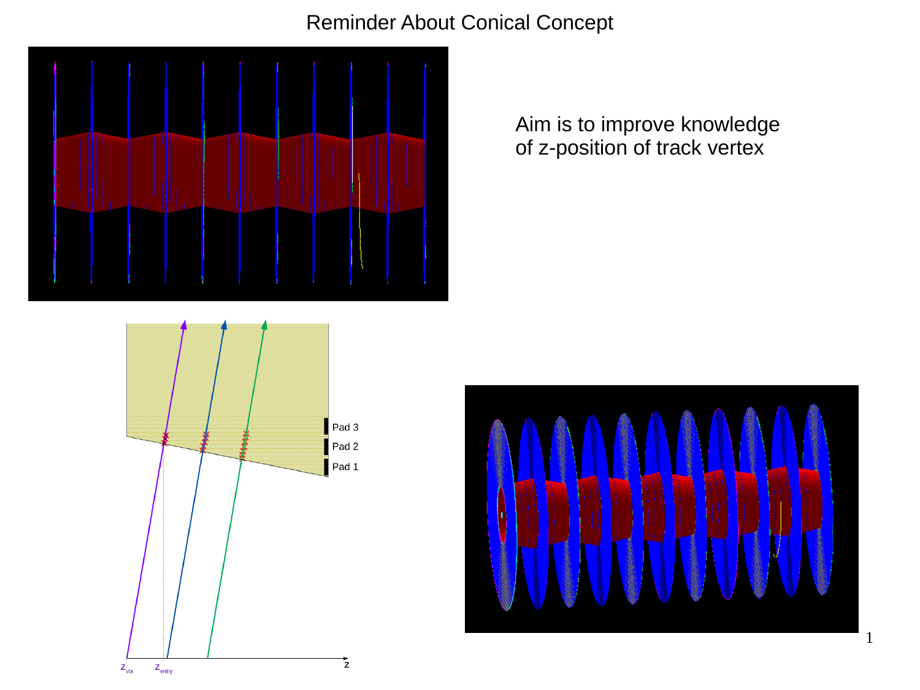# Reminder About Conical Concept

Aim is to improve knowledge of z-position of track vertex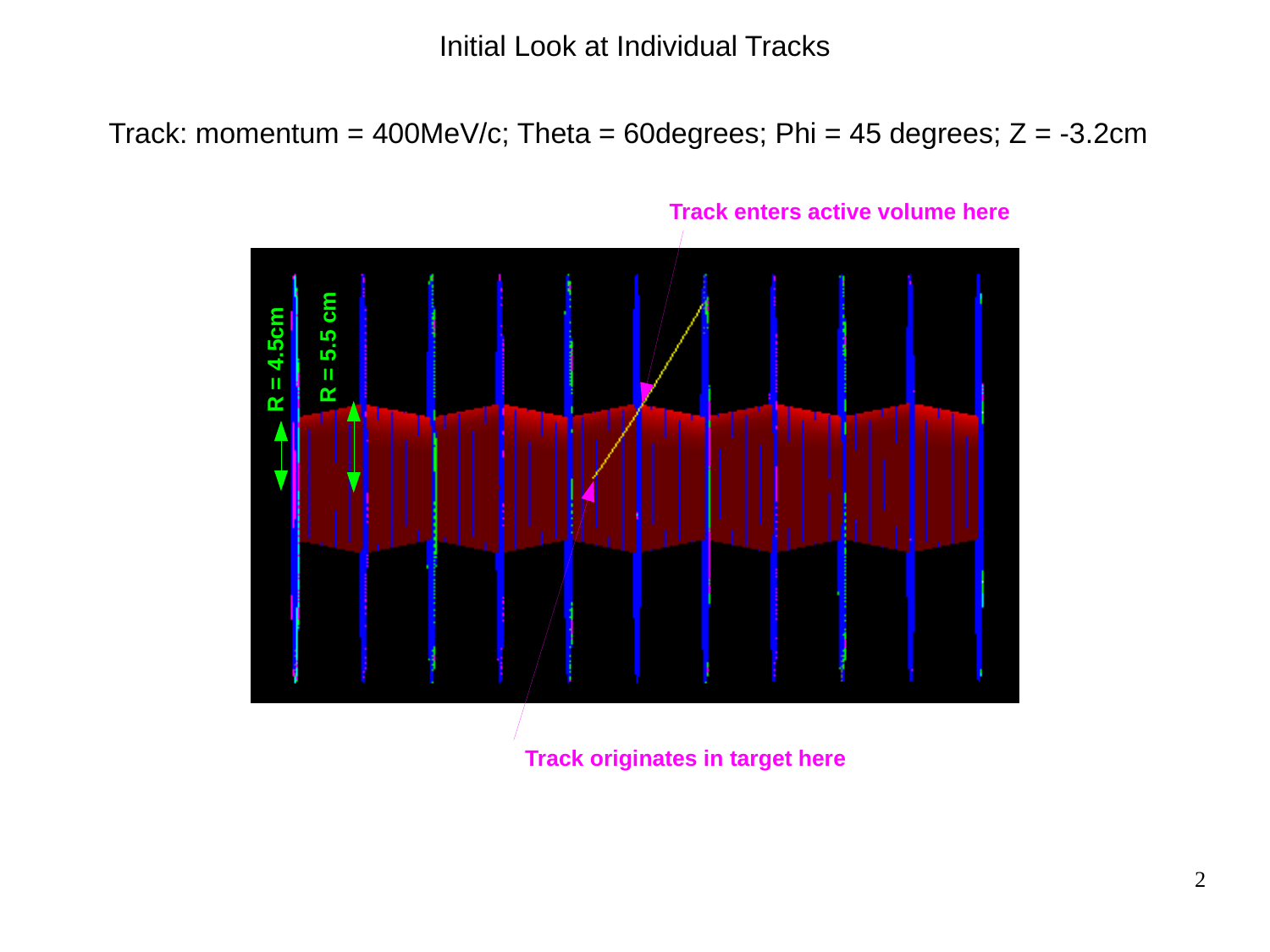# Initial Look at Individual Tracks

Track: momentum = 400MeV/c; Theta = 60degrees; Phi = 45 degrees; Z = -3.2cm

**Track enters active volume here**

R = 4.5cm

R = 5.5 cm

**Track originates in target here**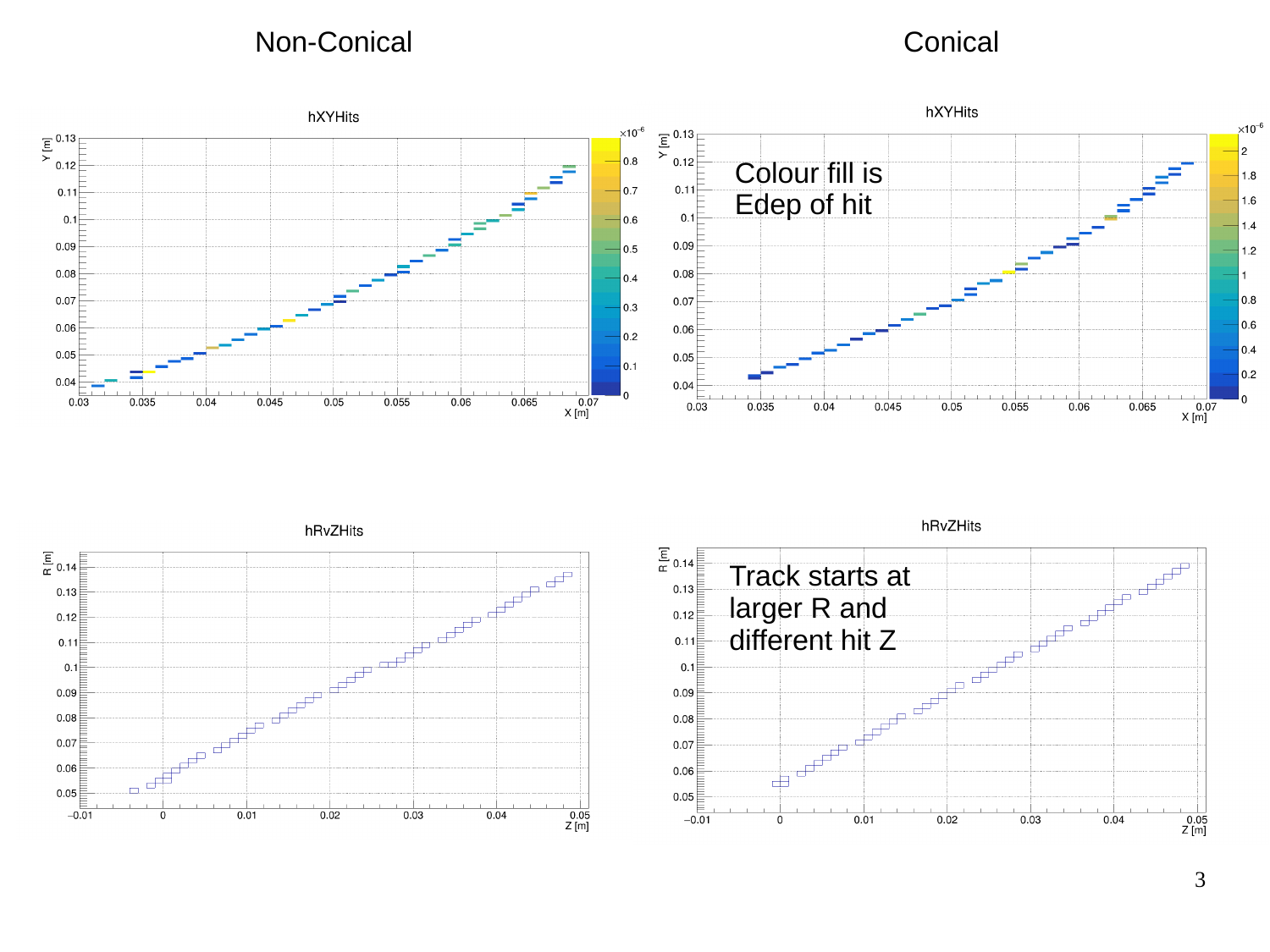## Non-Conical

## Conical

hXYHits

Colour fill is Edep of hit

hRvZHits

Track starts at larger R and different hit Z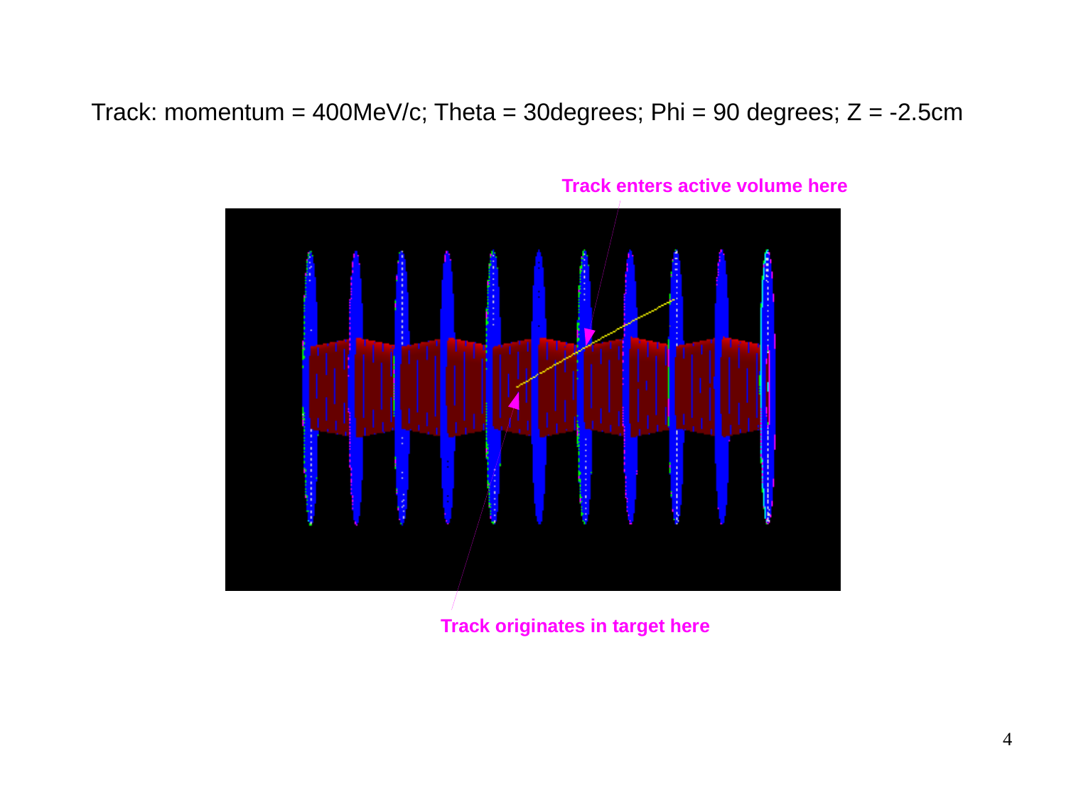Track: momentum = 400MeV/c; Theta = 30degrees; Phi = 90 degrees; Z = -2.5cm

**Track enters active volume here**

**Track originates in target here**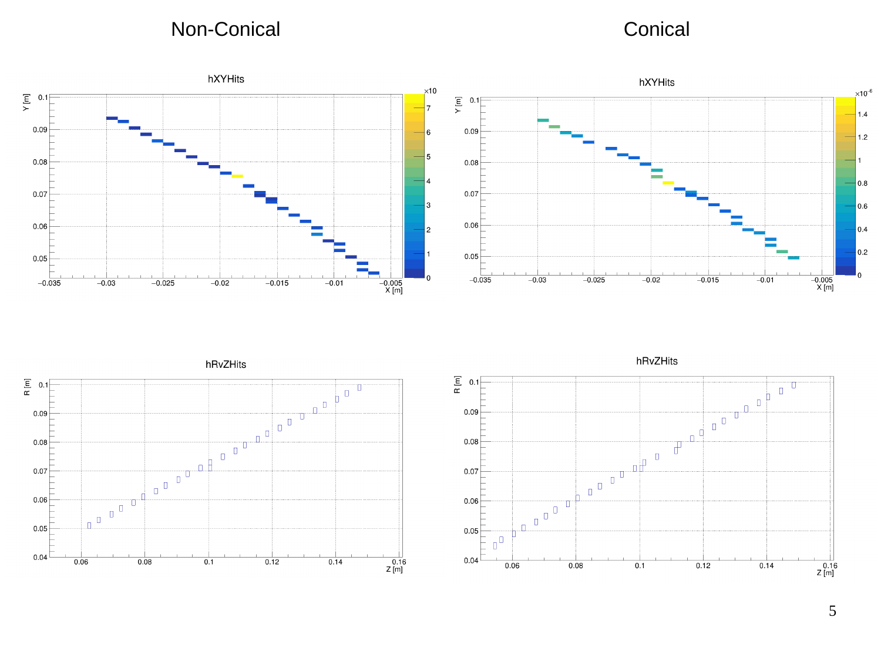## Non-Conical

## Conical

hXYHits

hXYHits

hRvZHits

hRvZHits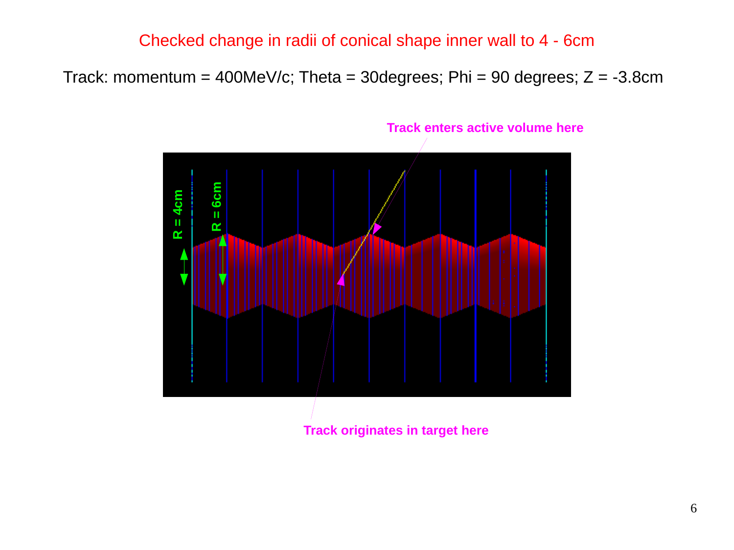# Checked change in radii of conical shape inner wall to 4 - 6cm

Track: momentum = 400MeV/c; Theta = 30degrees; Phi = 90 degrees; Z = -3.8cm

Track enters active volume here

R = 4cm

R = 6cm

Track originates in target here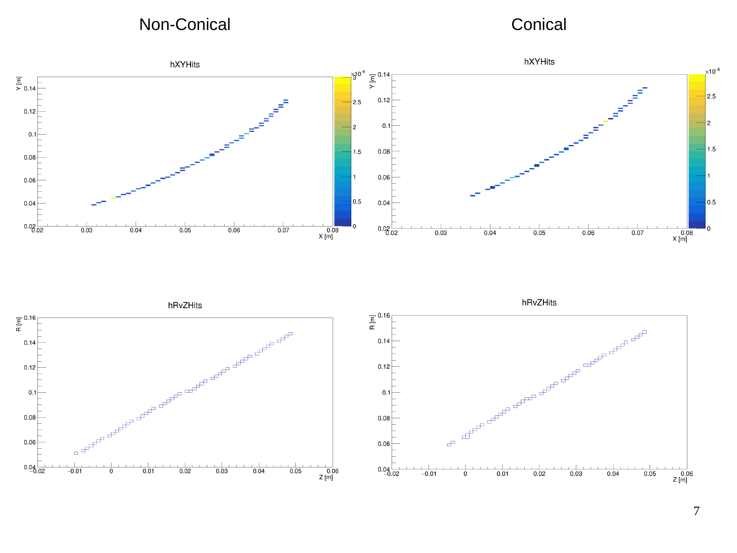| Non-Conical | Conical |
| --- | --- |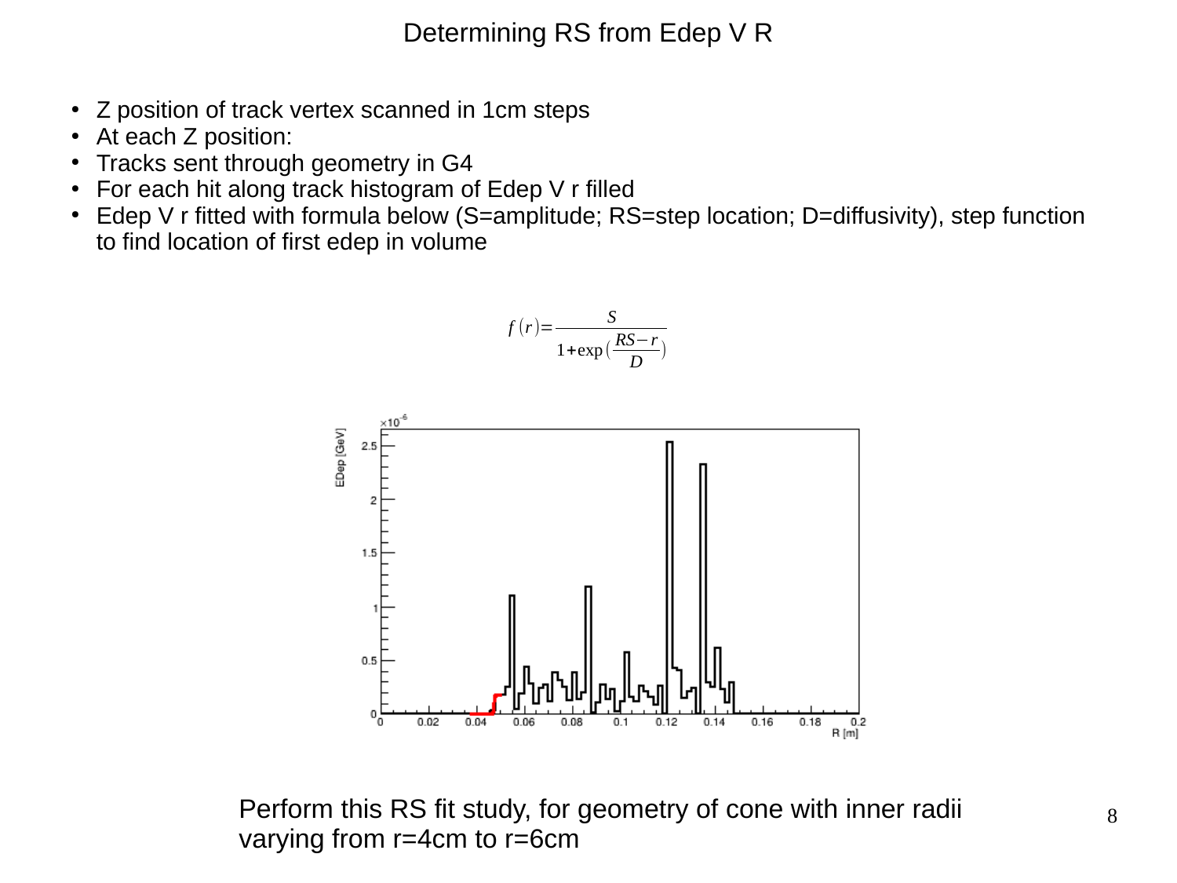# Determining RS from Edep V R

- Z position of track vertex scanned in 1cm steps
- At each Z position:
- Tracks sent through geometry in G4
- For each hit along track histogram of Edep V r filled
- Edep V r fitted with formula below (S=amplitude; RS=step location; D=diffusivity), step function to find location of first edep in volume

$$f(r) = \frac{S}{1 + \exp\left(\frac{RS - r}{D}\right)}$$

Perform this RS fit study, for geometry of cone with inner radii varying from r=4cm to r=6cm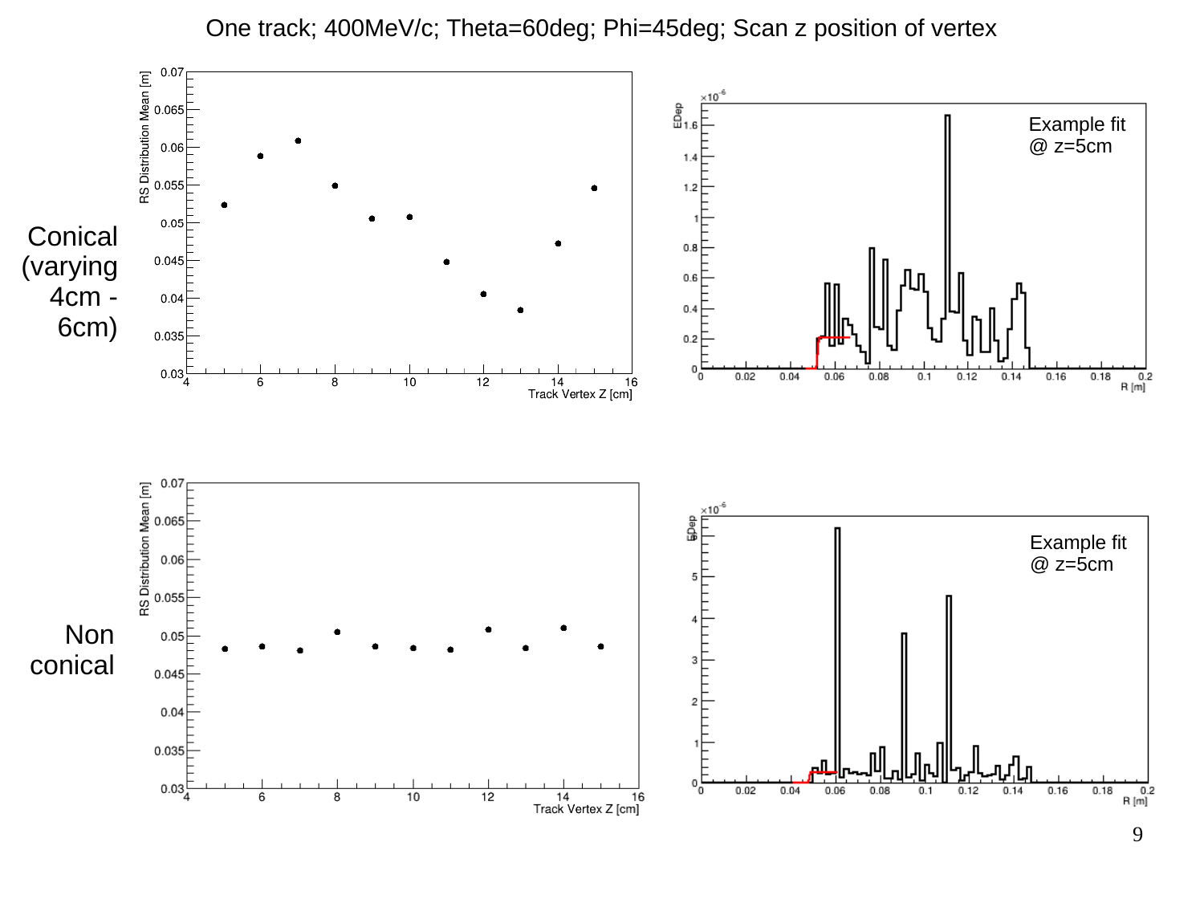# One track; 400MeV/c; Theta=60deg; Phi=45deg; Scan z position of vertex

Conical (varying 4cm - 6cm)

Example fit @ z=5cm

Non conical

Example fit @ z=5cm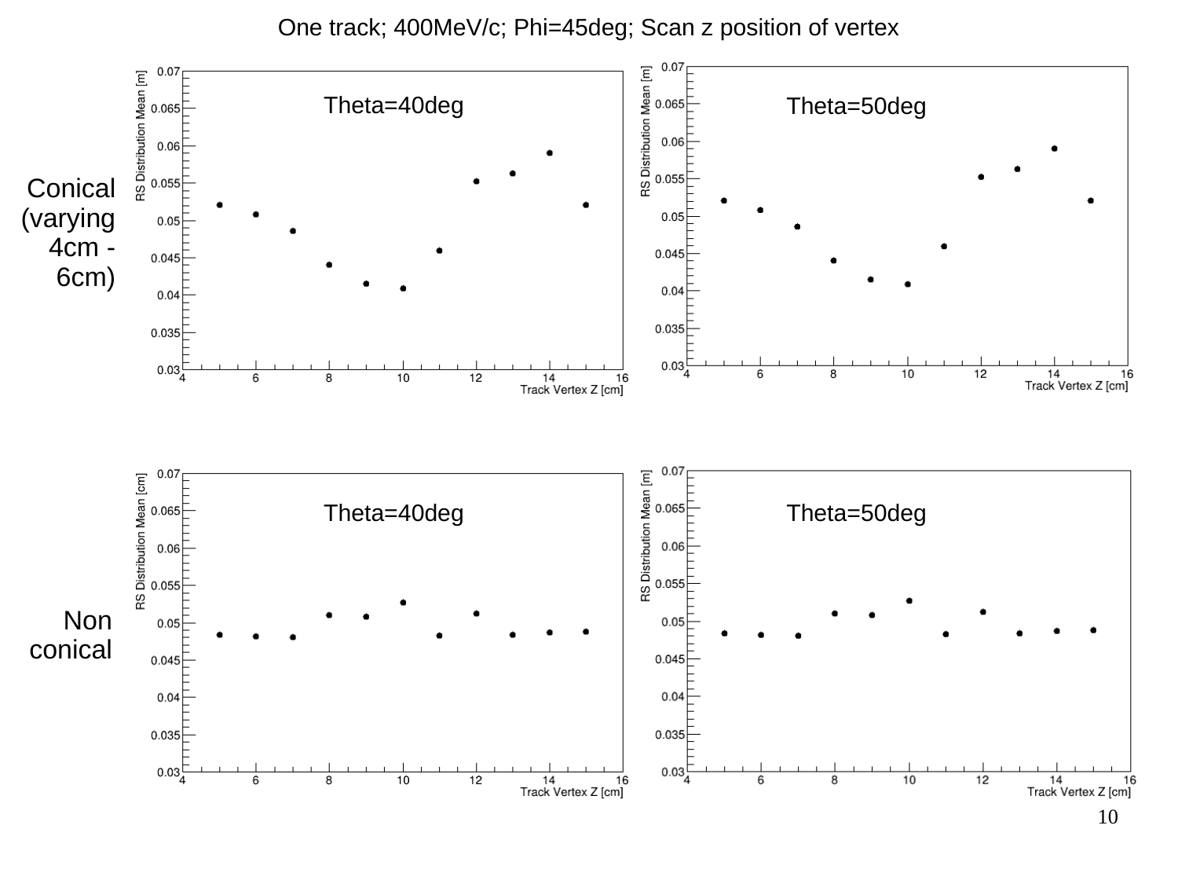# One track; 400MeV/c; Phi=45deg; Scan z position of vertex

**Conical (varying 4cm - 6cm)**

Theta=40deg

Theta=50deg

RS Distribution Mean [m]

Track Vertex Z [cm]

**Non conical**

Theta=40deg

Theta=50deg

RS Distribution Mean [cm]

RS Distribution Mean [m]

Track Vertex Z [cm]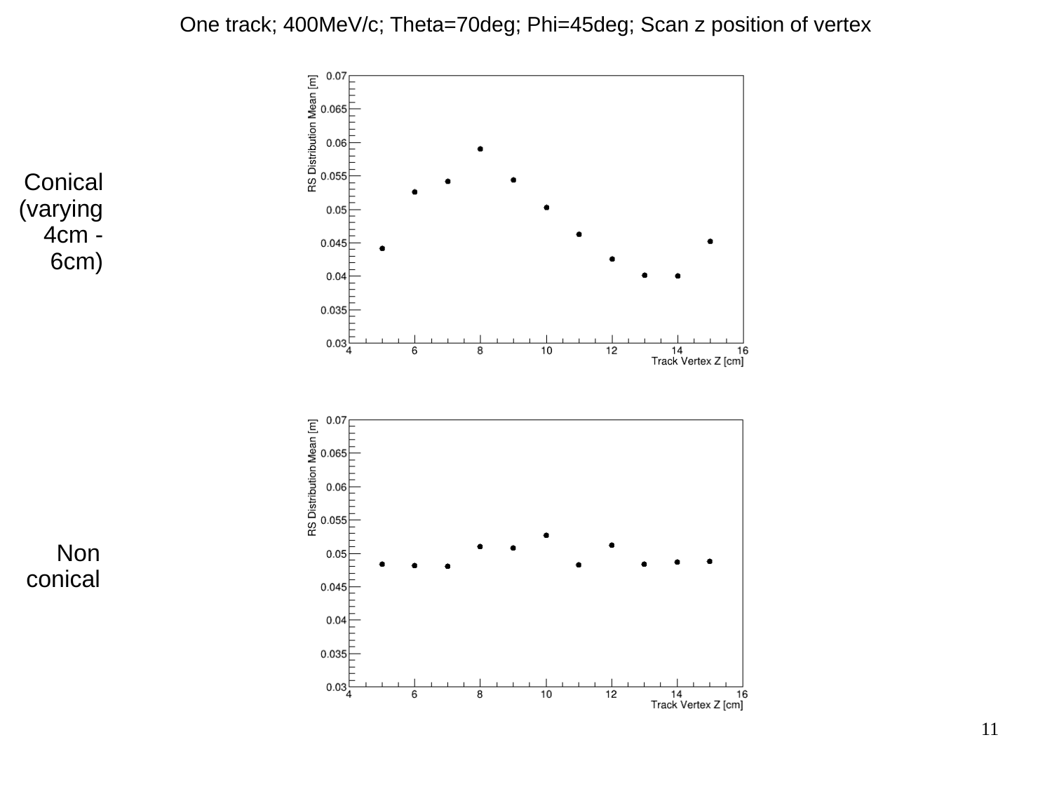One track; 400MeV/c; Theta=70deg; Phi=45deg; Scan z position of vertex

Conical (varying 4cm - 6cm)

Non conical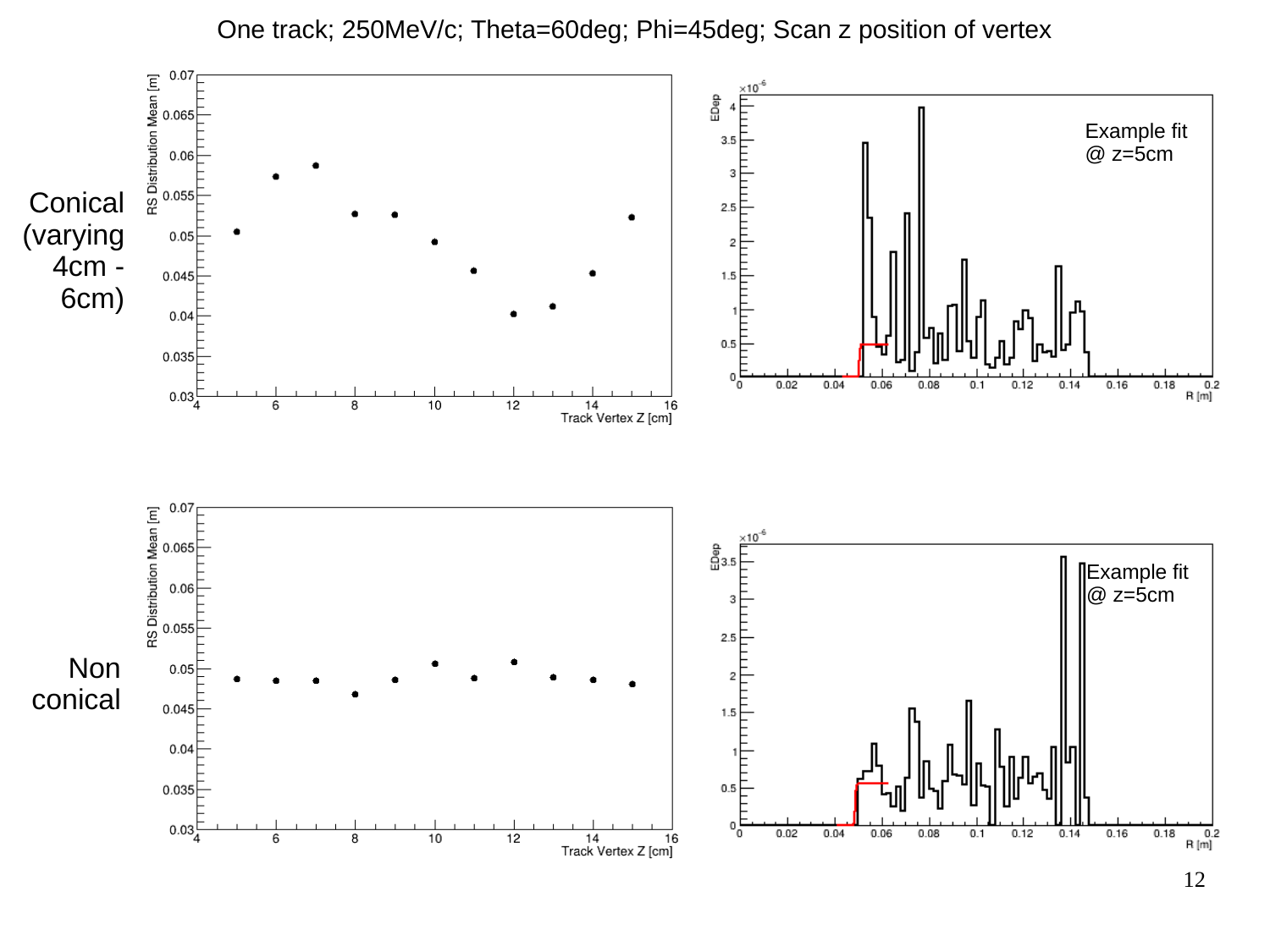# One track; 250MeV/c; Theta=60deg; Phi=45deg; Scan z position of vertex

Conical (varying 4cm - 6cm)

Example fit @ z=5cm

Non conical

Example fit @ z=5cm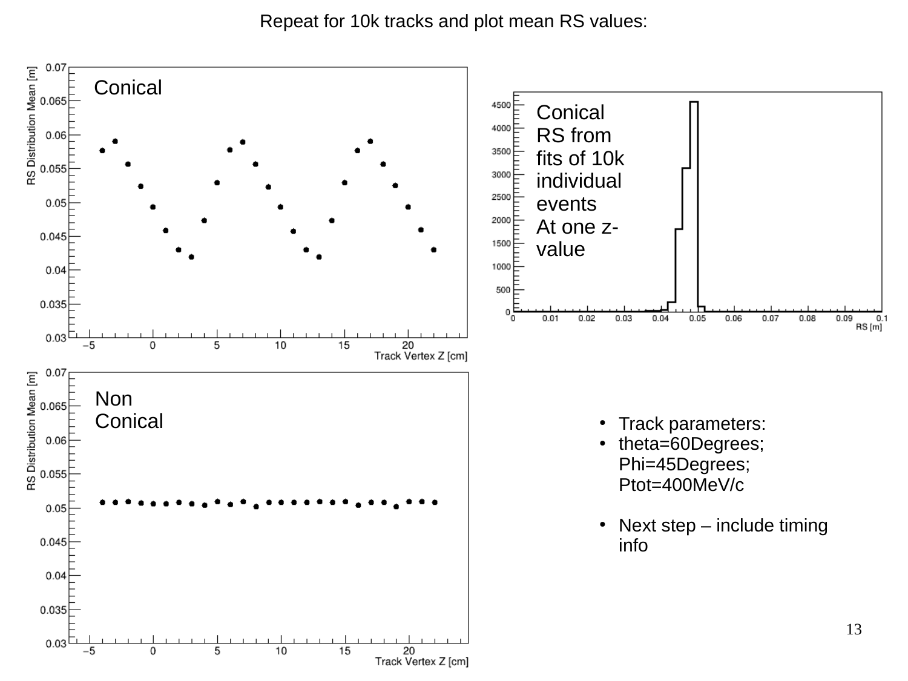Repeat for 10k tracks and plot mean RS values:

Conical

RS Distribution Mean [m]

0.07
0.065
0.06
0.055
0.05
0.045
0.04
0.035
0.03

−5
0
5
10
15
20

Track Vertex Z [cm]

Conical
RS from fits of 10k individual events
At one z-value

4500
4000
3500
3000
2500
2000
1500
1000
500
0

0
0.01
0.02
0.03
0.04
0.05
0.06
0.07
0.08
0.09
0.1

RS [m]

Non Conical

RS Distribution Mean [m]

0.07
0.065
0.06
0.055
0.05
0.045
0.04
0.035
0.03

−5
0
5
10
15
20

Track Vertex Z [cm]

- Track parameters:
- theta=60Degrees; Phi=45Degrees; Ptot=400MeV/c
- Next step – include timing info